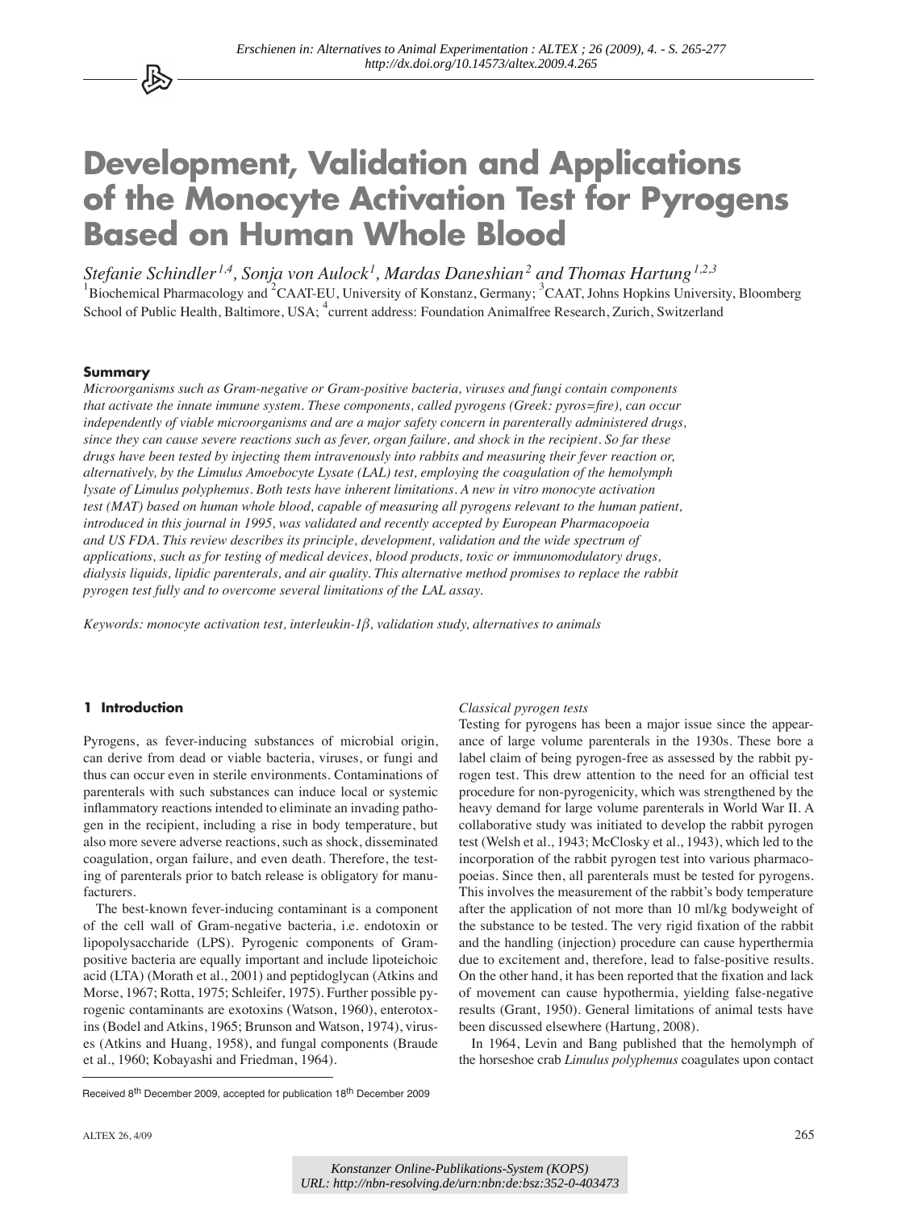Erschienen in: Alternatives to Animal Experimentation : ALTEX ; 26 (2009), 4. - S. 265-277
http://dx.doi.org/10.14573/altex.2009.4.265

# Development, Validation and Applications of the Monocyte Activation Test for Pyrogens Based on Human Whole Blood

*Stefanie Schindler[1,4], Sonja von Aulock[1], Mardas Daneshian[2] and Thomas Hartung[1,2,3]*

[1]Biochemical Pharmacology and [2]CAAT-EU, University of Konstanz, Germany; [3]CAAT, Johns Hopkins University, Bloomberg School of Public Health, Baltimore, USA; [4]current address: Foundation Animalfree Research, Zurich, Switzerland

### Summary

*Microorganisms such as Gram-negative or Gram-positive bacteria, viruses and fungi contain components that activate the innate immune system. These components, called pyrogens (Greek: pyros=fire), can occur independently of viable microorganisms and are a major safety concern in parenterally administered drugs, since they can cause severe reactions such as fever, organ failure, and shock in the recipient. So far these drugs have been tested by injecting them intravenously into rabbits and measuring their fever reaction or, alternatively, by the Limulus Amoebocyte Lysate (LAL) test, employing the coagulation of the hemolymph lysate of Limulus polyphemus. Both tests have inherent limitations. A new in vitro monocyte activation test (MAT) based on human whole blood, capable of measuring all pyrogens relevant to the human patient, introduced in this journal in 1995, was validated and recently accepted by European Pharmacopoeia and US FDA. This review describes its principle, development, validation and the wide spectrum of applications, such as for testing of medical devices, blood products, toxic or immunomodulatory drugs, dialysis liquids, lipidic parenterals, and air quality. This alternative method promises to replace the rabbit pyrogen test fully and to overcome several limitations of the LAL assay.*

*Keywords: monocyte activation test, interleukin-1β, validation study, alternatives to animals*

## 1 Introduction

Pyrogens, as fever-inducing substances of microbial origin, can derive from dead or viable bacteria, viruses, or fungi and thus can occur even in sterile environments. Contaminations of parenterals with such substances can induce local or systemic inflammatory reactions intended to eliminate an invading pathogen in the recipient, including a rise in body temperature, but also more severe adverse reactions, such as shock, disseminated coagulation, organ failure, and even death. Therefore, the testing of parenterals prior to batch release is obligatory for manufacturers.

The best-known fever-inducing contaminant is a component of the cell wall of Gram-negative bacteria, i.e. endotoxin or lipopolysaccharide (LPS). Pyrogenic components of Gram-positive bacteria are equally important and include lipoteichoic acid (LTA) (Morath et al., 2001) and peptidoglycan (Atkins and Morse, 1967; Rotta, 1975; Schleifer, 1975). Further possible pyrogenic contaminants are exotoxins (Watson, 1960), enterotoxins (Bodel and Atkins, 1965; Brunson and Watson, 1974), viruses (Atkins and Huang, 1958), and fungal components (Braude et al., 1960; Kobayashi and Friedman, 1964).

*Classical pyrogen tests*

Testing for pyrogens has been a major issue since the appearance of large volume parenterals in the 1930s. These bore a label claim of being pyrogen-free as assessed by the rabbit pyrogen test. This drew attention to the need for an official test procedure for non-pyrogenicity, which was strengthened by the heavy demand for large volume parenterals in World War II. A collaborative study was initiated to develop the rabbit pyrogen test (Welsh et al., 1943; McClosky et al., 1943), which led to the incorporation of the rabbit pyrogen test into various pharmacopoeias. Since then, all parenterals must be tested for pyrogens. This involves the measurement of the rabbit's body temperature after the application of not more than 10 ml/kg bodyweight of the substance to be tested. The very rigid fixation of the rabbit and the handling (injection) procedure can cause hyperthermia due to excitement and, therefore, lead to false-positive results. On the other hand, it has been reported that the fixation and lack of movement can cause hypothermia, yielding false-negative results (Grant, 1950). General limitations of animal tests have been discussed elsewhere (Hartung, 2008).

In 1964, Levin and Bang published that the hemolymph of the horseshoe crab *Limulus polyphemus* coagulates upon contact

Received 8th December 2009, accepted for publication 18th December 2009

Konstanzer Online-Publikations-System (KOPS)
URL: http://nbn-resolving.de/urn:nbn:de:bsz:352-0-403473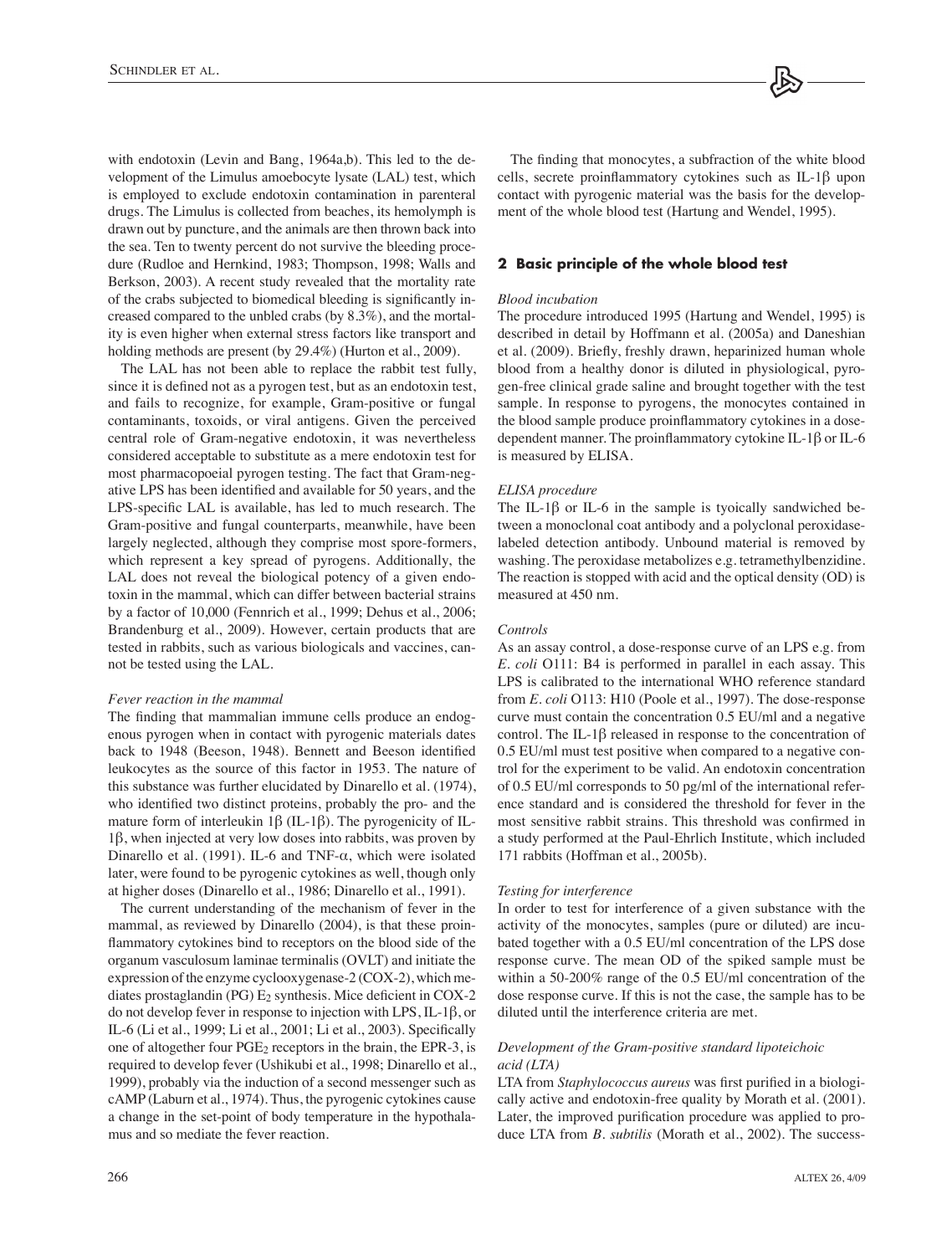with endotoxin (Levin and Bang, 1964a,b). This led to the development of the Limulus amoebocyte lysate (LAL) test, which is employed to exclude endotoxin contamination in parenteral drugs. The Limulus is collected from beaches, its hemolymph is drawn out by puncture, and the animals are then thrown back into the sea. Ten to twenty percent do not survive the bleeding procedure (Rudloe and Hernkind, 1983; Thompson, 1998; Walls and Berkson, 2003). A recent study revealed that the mortality rate of the crabs subjected to biomedical bleeding is significantly increased compared to the unbled crabs (by 8.3%), and the mortality is even higher when external stress factors like transport and holding methods are present (by 29.4%) (Hurton et al., 2009).

The LAL has not been able to replace the rabbit test fully, since it is defined not as a pyrogen test, but as an endotoxin test, and fails to recognize, for example, Gram-positive or fungal contaminants, toxoids, or viral antigens. Given the perceived central role of Gram-negative endotoxin, it was nevertheless considered acceptable to substitute as a mere endotoxin test for most pharmacopoeial pyrogen testing. The fact that Gram-negative LPS has been identified and available for 50 years, and the LPS-specific LAL is available, has led to much research. The Gram-positive and fungal counterparts, meanwhile, have been largely neglected, although they comprise most spore-formers, which represent a key spread of pyrogens. Additionally, the LAL does not reveal the biological potency of a given endotoxin in the mammal, which can differ between bacterial strains by a factor of 10,000 (Fennrich et al., 1999; Dehus et al., 2006; Brandenburg et al., 2009). However, certain products that are tested in rabbits, such as various biologicals and vaccines, cannot be tested using the LAL.

*Fever reaction in the mammal*

The finding that mammalian immune cells produce an endogenous pyrogen when in contact with pyrogenic materials dates back to 1948 (Beeson, 1948). Bennett and Beeson identified leukocytes as the source of this factor in 1953. The nature of this substance was further elucidated by Dinarello et al. (1974), who identified two distinct proteins, probably the pro- and the mature form of interleukin 1β (IL-1β). The pyrogenicity of IL-1β, when injected at very low doses into rabbits, was proven by Dinarello et al. (1991). IL-6 and TNF-α, which were isolated later, were found to be pyrogenic cytokines as well, though only at higher doses (Dinarello et al., 1986; Dinarello et al., 1991).

The current understanding of the mechanism of fever in the mammal, as reviewed by Dinarello (2004), is that these proinflammatory cytokines bind to receptors on the blood side of the organum vasculosum laminae terminalis (OVLT) and initiate the expression of the enzyme cyclooxygenase-2 (COX-2), which mediates prostaglandin (PG) $E_2$ synthesis. Mice deficient in COX-2 do not develop fever in response to injection with LPS, IL-1β, or IL-6 (Li et al., 1999; Li et al., 2001; Li et al., 2003). Specifically one of altogether four $PGE_2$ receptors in the brain, the EPR-3, is required to develop fever (Ushikubi et al., 1998; Dinarello et al., 1999), probably via the induction of a second messenger such as cAMP (Laburn et al., 1974). Thus, the pyrogenic cytokines cause a change in the set-point of body temperature in the hypothalamus and so mediate the fever reaction.

The finding that monocytes, a subfraction of the white blood cells, secrete proinflammatory cytokines such as IL-1β upon contact with pyrogenic material was the basis for the development of the whole blood test (Hartung and Wendel, 1995).

## 2 Basic principle of the whole blood test

*Blood incubation*

The procedure introduced 1995 (Hartung and Wendel, 1995) is described in detail by Hoffmann et al. (2005a) and Daneshian et al. (2009). Briefly, freshly drawn, heparinized human whole blood from a healthy donor is diluted in physiological, pyrogen-free clinical grade saline and brought together with the test sample. In response to pyrogens, the monocytes contained in the blood sample produce proinflammatory cytokines in a dose-dependent manner. The proinflammatory cytokine IL-1β or IL-6 is measured by ELISA.

*ELISA procedure*

The IL-1β or IL-6 in the sample is tyoically sandwiched between a monoclonal coat antibody and a polyclonal peroxidase-labeled detection antibody. Unbound material is removed by washing. The peroxidase metabolizes e.g. tetramethylbenzidine. The reaction is stopped with acid and the optical density (OD) is measured at 450 nm.

*Controls*

As an assay control, a dose-response curve of an LPS e.g. from *E. coli* O111: B4 is performed in parallel in each assay. This LPS is calibrated to the international WHO reference standard from *E. coli* O113: H10 (Poole et al., 1997). The dose-response curve must contain the concentration 0.5 EU/ml and a negative control. The IL-1β released in response to the concentration of 0.5 EU/ml must test positive when compared to a negative control for the experiment to be valid. An endotoxin concentration of 0.5 EU/ml corresponds to 50 pg/ml of the international reference standard and is considered the threshold for fever in the most sensitive rabbit strains. This threshold was confirmed in a study performed at the Paul-Ehrlich Institute, which included 171 rabbits (Hoffman et al., 2005b).

*Testing for interference*

In order to test for interference of a given substance with the activity of the monocytes, samples (pure or diluted) are incubated together with a 0.5 EU/ml concentration of the LPS dose response curve. The mean OD of the spiked sample must be within a 50-200% range of the 0.5 EU/ml concentration of the dose response curve. If this is not the case, the sample has to be diluted until the interference criteria are met.

*Development of the Gram-positive standard lipoteichoic acid (LTA)*

LTA from *Staphylococcus aureus* was first purified in a biologically active and endotoxin-free quality by Morath et al. (2001). Later, the improved purification procedure was applied to produce LTA from *B. subtilis* (Morath et al., 2002). The success-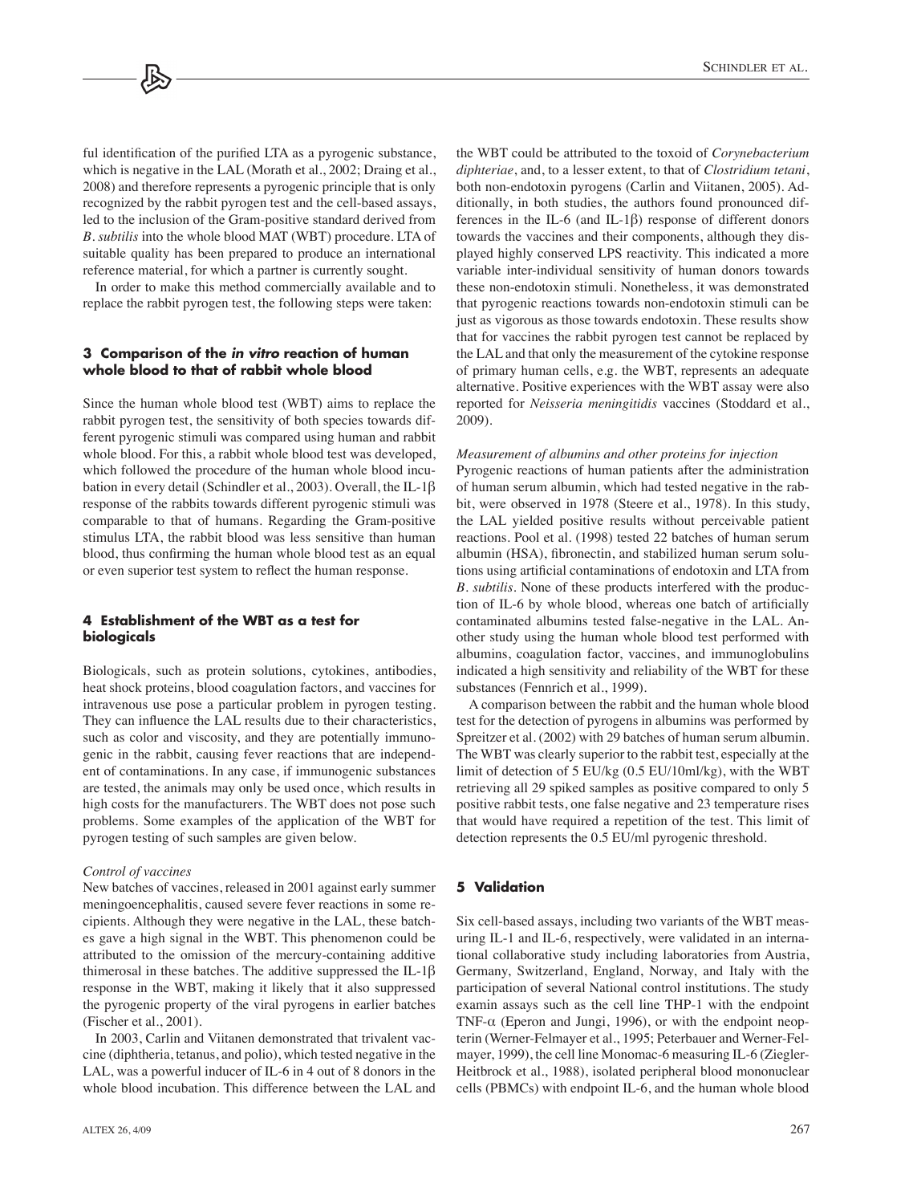ful identification of the purified LTA as a pyrogenic substance, which is negative in the LAL (Morath et al., 2002; Draing et al., 2008) and therefore represents a pyrogenic principle that is only recognized by the rabbit pyrogen test and the cell-based assays, led to the inclusion of the Gram-positive standard derived from *B. subtilis* into the whole blood MAT (WBT) procedure. LTA of suitable quality has been prepared to produce an international reference material, for which a partner is currently sought.

In order to make this method commercially available and to replace the rabbit pyrogen test, the following steps were taken:

## 3 Comparison of the *in vitro* reaction of human whole blood to that of rabbit whole blood

Since the human whole blood test (WBT) aims to replace the rabbit pyrogen test, the sensitivity of both species towards different pyrogenic stimuli was compared using human and rabbit whole blood. For this, a rabbit whole blood test was developed, which followed the procedure of the human whole blood incubation in every detail (Schindler et al., 2003). Overall, the IL-1β response of the rabbits towards different pyrogenic stimuli was comparable to that of humans. Regarding the Gram-positive stimulus LTA, the rabbit blood was less sensitive than human blood, thus confirming the human whole blood test as an equal or even superior test system to reflect the human response.

## 4 Establishment of the WBT as a test for biologicals

Biologicals, such as protein solutions, cytokines, antibodies, heat shock proteins, blood coagulation factors, and vaccines for intravenous use pose a particular problem in pyrogen testing. They can influence the LAL results due to their characteristics, such as color and viscosity, and they are potentially immunogenic in the rabbit, causing fever reactions that are independent of contaminations. In any case, if immunogenic substances are tested, the animals may only be used once, which results in high costs for the manufacturers. The WBT does not pose such problems. Some examples of the application of the WBT for pyrogen testing of such samples are given below.

*Control of vaccines*

New batches of vaccines, released in 2001 against early summer meningoencephalitis, caused severe fever reactions in some recipients. Although they were negative in the LAL, these batches gave a high signal in the WBT. This phenomenon could be attributed to the omission of the mercury-containing additive thimerosal in these batches. The additive suppressed the IL-1β response in the WBT, making it likely that it also suppressed the pyrogenic property of the viral pyrogens in earlier batches (Fischer et al., 2001).

In 2003, Carlin and Viitanen demonstrated that trivalent vaccine (diphtheria, tetanus, and polio), which tested negative in the LAL, was a powerful inducer of IL-6 in 4 out of 8 donors in the whole blood incubation. This difference between the LAL and the WBT could be attributed to the toxoid of *Corynebacterium diphteriae*, and, to a lesser extent, to that of *Clostridium tetani*, both non-endotoxin pyrogens (Carlin and Viitanen, 2005). Additionally, in both studies, the authors found pronounced differences in the IL-6 (and IL-1β) response of different donors towards the vaccines and their components, although they displayed highly conserved LPS reactivity. This indicated a more variable inter-individual sensitivity of human donors towards these non-endotoxin stimuli. Nonetheless, it was demonstrated that pyrogenic reactions towards non-endotoxin stimuli can be just as vigorous as those towards endotoxin. These results show that for vaccines the rabbit pyrogen test cannot be replaced by the LAL and that only the measurement of the cytokine response of primary human cells, e.g. the WBT, represents an adequate alternative. Positive experiences with the WBT assay were also reported for *Neisseria meningitidis* vaccines (Stoddard et al., 2009).

*Measurement of albumins and other proteins for injection*

Pyrogenic reactions of human patients after the administration of human serum albumin, which had tested negative in the rabbit, were observed in 1978 (Steere et al., 1978). In this study, the LAL yielded positive results without perceivable patient reactions. Pool et al. (1998) tested 22 batches of human serum albumin (HSA), fibronectin, and stabilized human serum solutions using artificial contaminations of endotoxin and LTA from *B. subtilis*. None of these products interfered with the production of IL-6 by whole blood, whereas one batch of artificially contaminated albumins tested false-negative in the LAL. Another study using the human whole blood test performed with albumins, coagulation factor, vaccines, and immunoglobulins indicated a high sensitivity and reliability of the WBT for these substances (Fennrich et al., 1999).

A comparison between the rabbit and the human whole blood test for the detection of pyrogens in albumins was performed by Spreitzer et al. (2002) with 29 batches of human serum albumin. The WBT was clearly superior to the rabbit test, especially at the limit of detection of 5 EU/kg (0.5 EU/10ml/kg), with the WBT retrieving all 29 spiked samples as positive compared to only 5 positive rabbit tests, one false negative and 23 temperature rises that would have required a repetition of the test. This limit of detection represents the 0.5 EU/ml pyrogenic threshold.

## 5 Validation

Six cell-based assays, including two variants of the WBT measuring IL-1 and IL-6, respectively, were validated in an international collaborative study including laboratories from Austria, Germany, Switzerland, England, Norway, and Italy with the participation of several National control institutions. The study examin assays such as the cell line THP-1 with the endpoint TNF-α (Eperon and Jungi, 1996), or with the endpoint neopterin (Werner-Felmayer et al., 1995; Peterbauer and Werner-Felmayer, 1999), the cell line Monomac-6 measuring IL-6 (Ziegler-Heitbrock et al., 1988), isolated peripheral blood mononuclear cells (PBMCs) with endpoint IL-6, and the human whole blood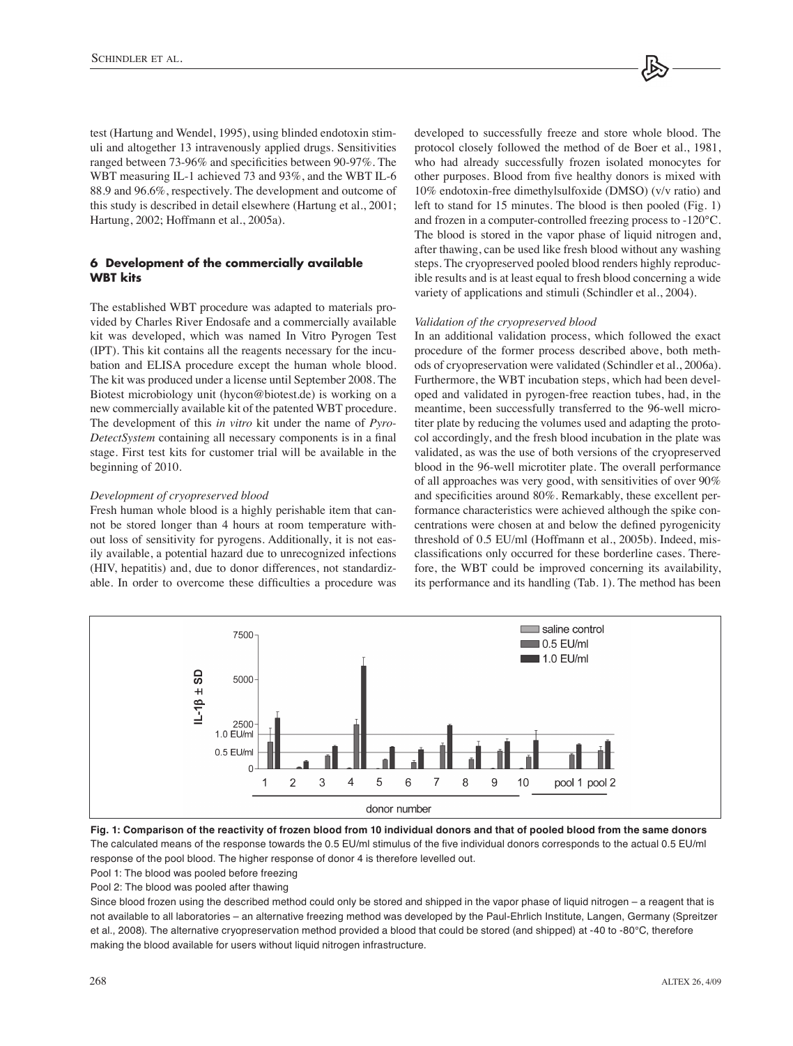test (Hartung and Wendel, 1995), using blinded endotoxin stimuli and altogether 13 intravenously applied drugs. Sensitivities ranged between 73-96% and specificities between 90-97%. The WBT measuring IL-1 achieved 73 and 93%, and the WBT IL-6 88.9 and 96.6%, respectively. The development and outcome of this study is described in detail elsewhere (Hartung et al., 2001; Hartung, 2002; Hoffmann et al., 2005a).

### 6 Development of the commercially available WBT kits

The established WBT procedure was adapted to materials provided by Charles River Endosafe and a commercially available kit was developed, which was named In Vitro Pyrogen Test (IPT). This kit contains all the reagents necessary for the incubation and ELISA procedure except the human whole blood. The kit was produced under a license until September 2008. The Biotest microbiology unit (hycon@biotest.de) is working on a new commercially available kit of the patented WBT procedure. The development of this *in vitro* kit under the name of *PyroDetectSystem* containing all necessary components is in a final stage. First test kits for customer trial will be available in the beginning of 2010.

*Development of cryopreserved blood*

Fresh human whole blood is a highly perishable item that cannot be stored longer than 4 hours at room temperature without loss of sensitivity for pyrogens. Additionally, it is not easily available, a potential hazard due to unrecognized infections (HIV, hepatitis) and, due to donor differences, not standardizable. In order to overcome these difficulties a procedure was developed to successfully freeze and store whole blood. The protocol closely followed the method of de Boer et al., 1981, who had already successfully frozen isolated monocytes for other purposes. Blood from five healthy donors is mixed with 10% endotoxin-free dimethylsulfoxide (DMSO) (v/v ratio) and left to stand for 15 minutes. The blood is then pooled (Fig. 1) and frozen in a computer-controlled freezing process to -120°C. The blood is stored in the vapor phase of liquid nitrogen and, after thawing, can be used like fresh blood without any washing steps. The cryopreserved pooled blood renders highly reproducible results and is at least equal to fresh blood concerning a wide variety of applications and stimuli (Schindler et al., 2004).

*Validation of the cryopreserved blood*

In an additional validation process, which followed the exact procedure of the former process described above, both methods of cryopreservation were validated (Schindler et al., 2006a). Furthermore, the WBT incubation steps, which had been developed and validated in pyrogen-free reaction tubes, had, in the meantime, been successfully transferred to the 96-well microtiter plate by reducing the volumes used and adapting the protocol accordingly, and the fresh blood incubation in the plate was validated, as was the use of both versions of the cryopreserved blood in the 96-well microtiter plate. The overall performance of all approaches was very good, with sensitivities of over 90% and specificities around 80%. Remarkably, these excellent performance characteristics were achieved although the spike concentrations were chosen at and below the defined pyrogenicity threshold of 0.5 EU/ml (Hoffmann et al., 2005b). Indeed, misclassifications only occurred for these borderline cases. Therefore, the WBT could be improved concerning its availability, its performance and its handling (Tab. 1). The method has been

**Fig. 1: Comparison of the reactivity of frozen blood from 10 individual donors and that of pooled blood from the same donors**
The calculated means of the response towards the 0.5 EU/ml stimulus of the five individual donors corresponds to the actual 0.5 EU/ml response of the pool blood. The higher response of donor 4 is therefore levelled out.
Pool 1: The blood was pooled before freezing
Pool 2: The blood was pooled after thawing

Since blood frozen using the described method could only be stored and shipped in the vapor phase of liquid nitrogen – a reagent that is not available to all laboratories – an alternative freezing method was developed by the Paul-Ehrlich Institute, Langen, Germany (Spreitzer et al., 2008). The alternative cryopreservation method provided a blood that could be stored (and shipped) at -40 to -80°C, therefore making the blood available for users without liquid nitrogen infrastructure.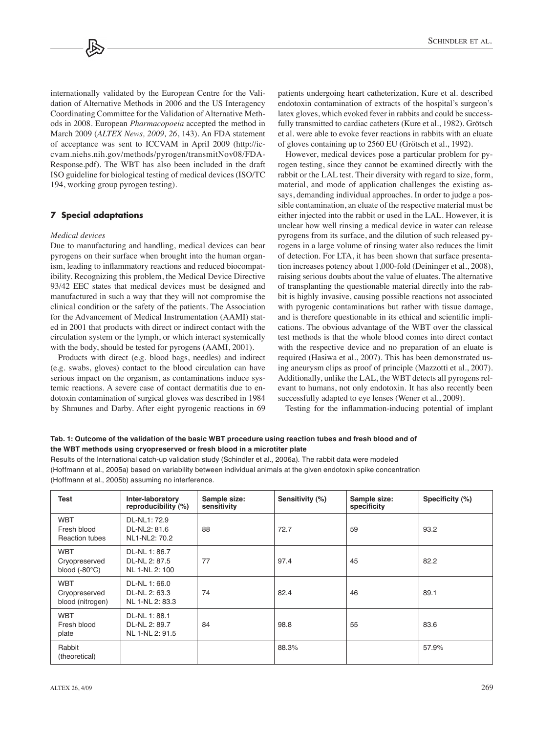internationally validated by the European Centre for the Validation of Alternative Methods in 2006 and the US Interagency Coordinating Committee for the Validation of Alternative Methods in 2008. European *Pharmacopoeia* accepted the method in March 2009 (*ALTEX News, 2009, 26*, 143). An FDA statement of acceptance was sent to ICCVAM in April 2009 (http://iccvam.niehs.nih.gov/methods/pyrogen/transmitNov08/FDA-Response.pdf). The WBT has also been included in the draft ISO guideline for biological testing of medical devices (ISO/TC 194, working group pyrogen testing).

## 7 Special adaptations

*Medical devices*

Due to manufacturing and handling, medical devices can bear pyrogens on their surface when brought into the human organism, leading to inflammatory reactions and reduced biocompatibility. Recognizing this problem, the Medical Device Directive 93/42 EEC states that medical devices must be designed and manufactured in such a way that they will not compromise the clinical condition or the safety of the patients. The Association for the Advancement of Medical Instrumentation (AAMI) stated in 2001 that products with direct or indirect contact with the circulation system or the lymph, or which interact systemically with the body, should be tested for pyrogens (AAMI, 2001).

Products with direct (e.g. blood bags, needles) and indirect (e.g. swabs, gloves) contact to the blood circulation can have serious impact on the organism, as contaminations induce systemic reactions. A severe case of contact dermatitis due to endotoxin contamination of surgical gloves was described in 1984 by Shmunes and Darby. After eight pyrogenic reactions in 69 patients undergoing heart catheterization, Kure et al. described endotoxin contamination of extracts of the hospital's surgeon's latex gloves, which evoked fever in rabbits and could be successfully transmitted to cardiac catheters (Kure et al., 1982). Grötsch et al. were able to evoke fever reactions in rabbits with an eluate of gloves containing up to 2560 EU (Grötsch et al., 1992).

However, medical devices pose a particular problem for pyrogen testing, since they cannot be examined directly with the rabbit or the LAL test. Their diversity with regard to size, form, material, and mode of application challenges the existing assays, demanding individual approaches. In order to judge a possible contamination, an eluate of the respective material must be either injected into the rabbit or used in the LAL. However, it is unclear how well rinsing a medical device in water can release pyrogens from its surface, and the dilution of such released pyrogens in a large volume of rinsing water also reduces the limit of detection. For LTA, it has been shown that surface presentation increases potency about 1,000-fold (Deininger et al., 2008), raising serious doubts about the value of eluates. The alternative of transplanting the questionable material directly into the rabbit is highly invasive, causing possible reactions not associated with pyrogenic contaminations but rather with tissue damage, and is therefore questionable in its ethical and scientific implications. The obvious advantage of the WBT over the classical test methods is that the whole blood comes into direct contact with the respective device and no preparation of an eluate is required (Hasiwa et al., 2007). This has been demonstrated using aneurysm clips as proof of principle (Mazzotti et al., 2007). Additionally, unlike the LAL, the WBT detects all pyrogens relevant to humans, not only endotoxin. It has also recently been successfully adapted to eye lenses (Wener et al., 2009).

Testing for the inflammation-inducing potential of implant

**Tab. 1: Outcome of the validation of the basic WBT procedure using reaction tubes and fresh blood and of the WBT methods using cryopreserved or fresh blood in a microtiter plate**

Results of the International catch-up validation study (Schindler et al., 2006a). The rabbit data were modeled (Hoffmann et al., 2005a) based on variability between individual animals at the given endotoxin spike concentration (Hoffmann et al., 2005b) assuming no interference.

| Test | Inter-laboratory reproducibility (%) | Sample size: sensitivity | Sensitivity (%) | Sample size: specificity | Specificity (%) |
|---|---|---|---|---|---|
| WBT Fresh blood Reaction tubes | DL-NL1: 72.9 DL-NL2: 81.6 NL1-NL2: 70.2 | 88 | 72.7 | 59 | 93.2 |
| WBT Cryopreserved blood (-80°C) | DL-NL 1: 86.7 DL-NL 2: 87.5 NL 1-NL 2: 100 | 77 | 97.4 | 45 | 82.2 |
| WBT Cryopreserved blood (nitrogen) | DL-NL 1: 66.0 DL-NL 2: 63.3 NL 1-NL 2: 83.3 | 74 | 82.4 | 46 | 89.1 |
| WBT Fresh blood plate | DL-NL 1: 88.1 DL-NL 2: 89.7 NL 1-NL 2: 91.5 | 84 | 98.8 | 55 | 83.6 |
| Rabbit (theoretical) | | | 88.3% | | 57.9% |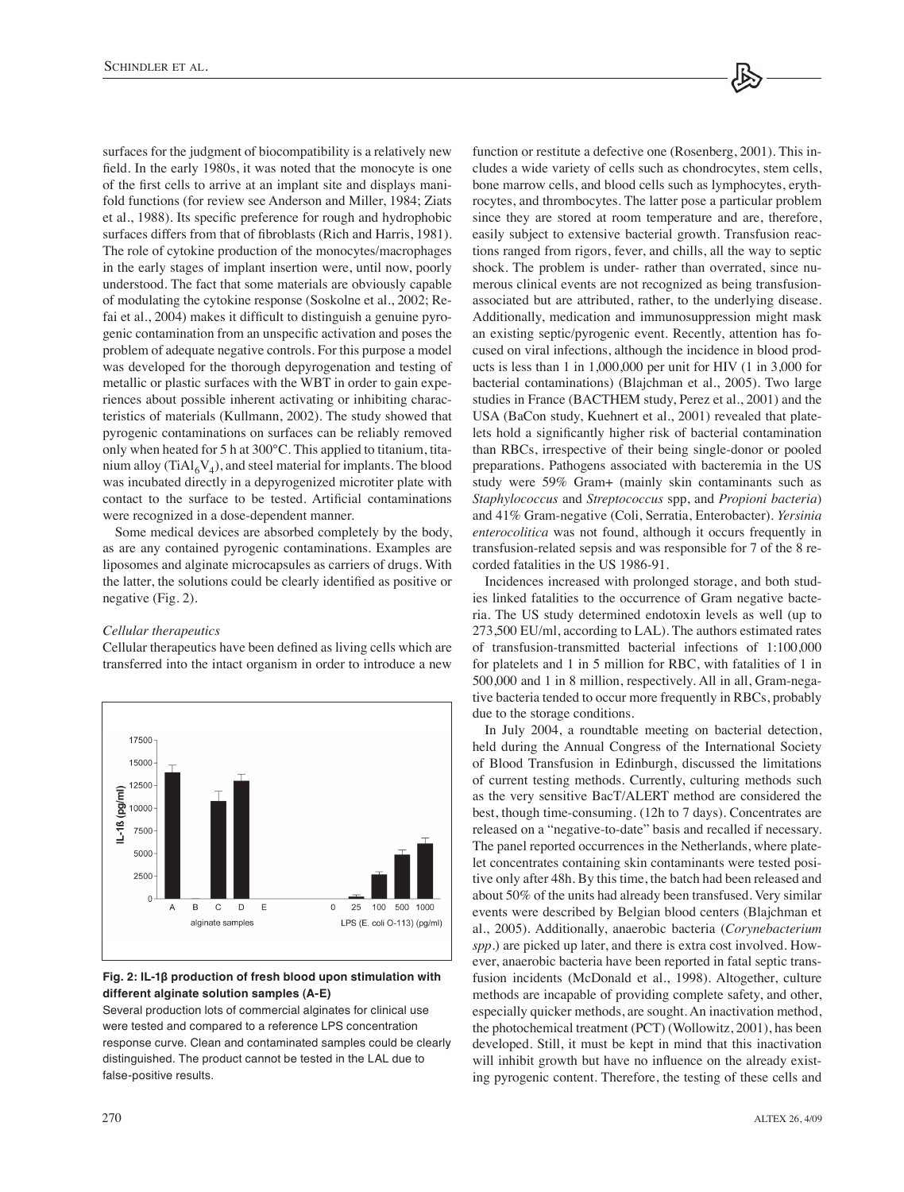surfaces for the judgment of biocompatibility is a relatively new field. In the early 1980s, it was noted that the monocyte is one of the first cells to arrive at an implant site and displays manifold functions (for review see Anderson and Miller, 1984; Ziats et al., 1988). Its specific preference for rough and hydrophobic surfaces differs from that of fibroblasts (Rich and Harris, 1981). The role of cytokine production of the monocytes/macrophages in the early stages of implant insertion were, until now, poorly understood. The fact that some materials are obviously capable of modulating the cytokine response (Soskolne et al., 2002; Refai et al., 2004) makes it difficult to distinguish a genuine pyrogenic contamination from an unspecific activation and poses the problem of adequate negative controls. For this purpose a model was developed for the thorough depyrogenation and testing of metallic or plastic surfaces with the WBT in order to gain experiences about possible inherent activating or inhibiting characteristics of materials (Kullmann, 2002). The study showed that pyrogenic contaminations on surfaces can be reliably removed only when heated for 5 h at 300°C. This applied to titanium, titanium alloy ($TiAl_6V_4$), and steel material for implants. The blood was incubated directly in a depyrogenized microtiter plate with contact to the surface to be tested. Artificial contaminations were recognized in a dose-dependent manner.

Some medical devices are absorbed completely by the body, as are any contained pyrogenic contaminations. Examples are liposomes and alginate microcapsules as carriers of drugs. With the latter, the solutions could be clearly identified as positive or negative (Fig. 2).

*Cellular therapeutics*

Cellular therapeutics have been defined as living cells which are transferred into the intact organism in order to introduce a new function or restitute a defective one (Rosenberg, 2001). This includes a wide variety of cells such as chondrocytes, stem cells, bone marrow cells, and blood cells such as lymphocytes, erythrocytes, and thrombocytes. The latter pose a particular problem since they are stored at room temperature and are, therefore, easily subject to extensive bacterial growth. Transfusion reactions ranged from rigors, fever, and chills, all the way to septic shock. The problem is under- rather than overrated, since numerous clinical events are not recognized as being transfusion-associated but are attributed, rather, to the underlying disease. Additionally, medication and immunosuppression might mask an existing septic/pyrogenic event. Recently, attention has focused on viral infections, although the incidence in blood products is less than 1 in 1,000,000 per unit for HIV (1 in 3,000 for bacterial contaminations) (Blajchman et al., 2005). Two large studies in France (BACTHEM study, Perez et al., 2001) and the USA (BaCon study, Kuehnert et al., 2001) revealed that platelets hold a significantly higher risk of bacterial contamination than RBCs, irrespective of their being single-donor or pooled preparations. Pathogens associated with bacteremia in the US study were 59% Gram+ (mainly skin contaminants such as *Staphylococcus* and *Streptococcus* spp, and *Propioni bacteria*) and 41% Gram-negative (Coli, Serratia, Enterobacter). *Yersinia enterocolitica* was not found, although it occurs frequently in transfusion-related sepsis and was responsible for 7 of the 8 recorded fatalities in the US 1986-91.

Incidences increased with prolonged storage, and both studies linked fatalities to the occurrence of Gram negative bacteria. The US study determined endotoxin levels as well (up to 273,500 EU/ml, according to LAL). The authors estimated rates of transfusion-transmitted bacterial infections of 1:100,000 for platelets and 1 in 5 million for RBC, with fatalities of 1 in 500,000 and 1 in 8 million, respectively. All in all, Gram-negative bacteria tended to occur more frequently in RBCs, probably due to the storage conditions.

In July 2004, a roundtable meeting on bacterial detection, held during the Annual Congress of the International Society of Blood Transfusion in Edinburgh, discussed the limitations of current testing methods. Currently, culturing methods such as the very sensitive BacT/ALERT method are considered the best, though time-consuming. (12h to 7 days). Concentrates are released on a "negative-to-date" basis and recalled if necessary. The panel reported occurrences in the Netherlands, where platelet concentrates containing skin contaminants were tested positive only after 48h. By this time, the batch had been released and about 50% of the units had already been transfused. Very similar events were described by Belgian blood centers (Blajchman et al., 2005). Additionally, anaerobic bacteria (*Corynebacterium spp.*) are picked up later, and there is extra cost involved. However, anaerobic bacteria have been reported in fatal septic transfusion incidents (McDonald et al., 1998). Altogether, culture methods are incapable of providing complete safety, and other, especially quicker methods, are sought. An inactivation method, the photochemical treatment (PCT) (Wollowitz, 2001), has been developed. Still, it must be kept in mind that this inactivation will inhibit growth but have no influence on the already existing pyrogenic content. Therefore, the testing of these cells and

**Fig. 2: IL-1β production of fresh blood upon stimulation with different alginate solution samples (A-E)**

Several production lots of commercial alginates for clinical use were tested and compared to a reference LPS concentration response curve. Clean and contaminated samples could be clearly distinguished. The product cannot be tested in the LAL due to false-positive results.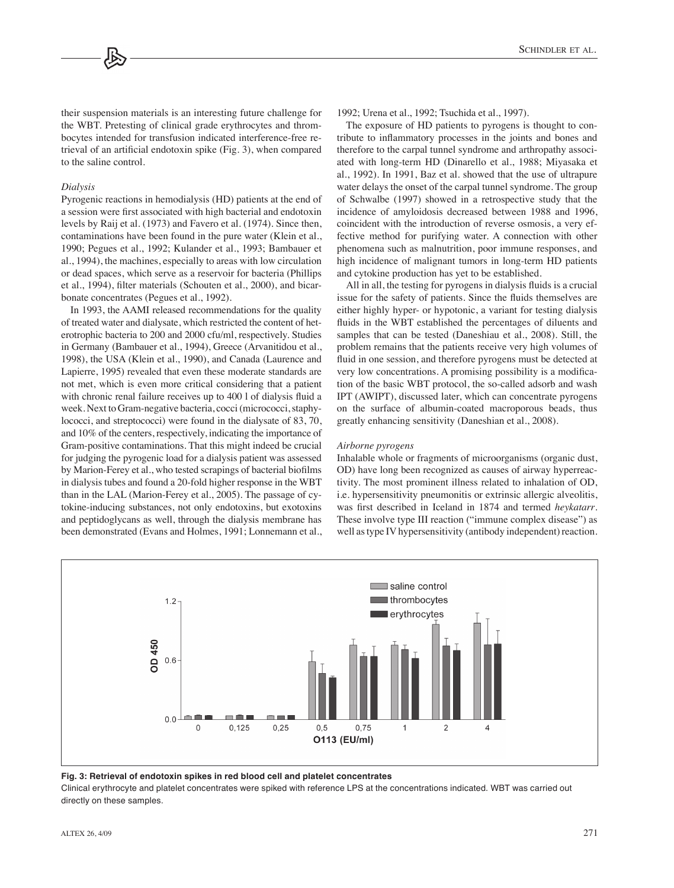their suspension materials is an interesting future challenge for the WBT. Pretesting of clinical grade erythrocytes and thrombocytes intended for transfusion indicated interference-free retrieval of an artificial endotoxin spike (Fig. 3), when compared to the saline control.

*Dialysis*

Pyrogenic reactions in hemodialysis (HD) patients at the end of a session were first associated with high bacterial and endotoxin levels by Raij et al. (1973) and Favero et al. (1974). Since then, contaminations have been found in the pure water (Klein et al., 1990; Pegues et al., 1992; Kulander et al., 1993; Bambauer et al., 1994), the machines, especially to areas with low circulation or dead spaces, which serve as a reservoir for bacteria (Phillips et al., 1994), filter materials (Schouten et al., 2000), and bicarbonate concentrates (Pegues et al., 1992).

In 1993, the AAMI released recommendations for the quality of treated water and dialysate, which restricted the content of heterotrophic bacteria to 200 and 2000 cfu/ml, respectively. Studies in Germany (Bambauer et al., 1994), Greece (Arvanitidou et al., 1998), the USA (Klein et al., 1990), and Canada (Laurence and Lapierre, 1995) revealed that even these moderate standards are not met, which is even more critical considering that a patient with chronic renal failure receives up to 400 l of dialysis fluid a week. Next to Gram-negative bacteria, cocci (micrococci, staphylococci, and streptococci) were found in the dialysate of 83, 70, and 10% of the centers, respectively, indicating the importance of Gram-positive contaminations. That this might indeed be crucial for judging the pyrogenic load for a dialysis patient was assessed by Marion-Ferey et al., who tested scrapings of bacterial biofilms in dialysis tubes and found a 20-fold higher response in the WBT than in the LAL (Marion-Ferey et al., 2005). The passage of cytokine-inducing substances, not only endotoxins, but exotoxins and peptidoglycans as well, through the dialysis membrane has been demonstrated (Evans and Holmes, 1991; Lonnemann et al., 1992; Urena et al., 1992; Tsuchida et al., 1997).

The exposure of HD patients to pyrogens is thought to contribute to inflammatory processes in the joints and bones and therefore to the carpal tunnel syndrome and arthropathy associated with long-term HD (Dinarello et al., 1988; Miyasaka et al., 1992). In 1991, Baz et al. showed that the use of ultrapure water delays the onset of the carpal tunnel syndrome. The group of Schwalbe (1997) showed in a retrospective study that the incidence of amyloidosis decreased between 1988 and 1996, coincident with the introduction of reverse osmosis, a very effective method for purifying water. A connection with other phenomena such as malnutrition, poor immune responses, and high incidence of malignant tumors in long-term HD patients and cytokine production has yet to be established.

All in all, the testing for pyrogens in dialysis fluids is a crucial issue for the safety of patients. Since the fluids themselves are either highly hyper- or hypotonic, a variant for testing dialysis fluids in the WBT established the percentages of diluents and samples that can be tested (Daneshiau et al., 2008). Still, the problem remains that the patients receive very high volumes of fluid in one session, and therefore pyrogens must be detected at very low concentrations. A promising possibility is a modification of the basic WBT protocol, the so-called adsorb and wash IPT (AWIPT), discussed later, which can concentrate pyrogens on the surface of albumin-coated macroporous beads, thus greatly enhancing sensitivity (Daneshian et al., 2008).

*Airborne pyrogens*

Inhalable whole or fragments of microorganisms (organic dust, OD) have long been recognized as causes of airway hyperreactivity. The most prominent illness related to inhalation of OD, i.e. hypersensitivity pneumonitis or extrinsic allergic alveolitis, was first described in Iceland in 1874 and termed *heykatarr*. These involve type III reaction ("immune complex disease") as well as type IV hypersensitivity (antibody independent) reaction.

**Fig. 3: Retrieval of endotoxin spikes in red blood cell and platelet concentrates**

Clinical erythrocyte and platelet concentrates were spiked with reference LPS at the concentrations indicated. WBT was carried out directly on these samples.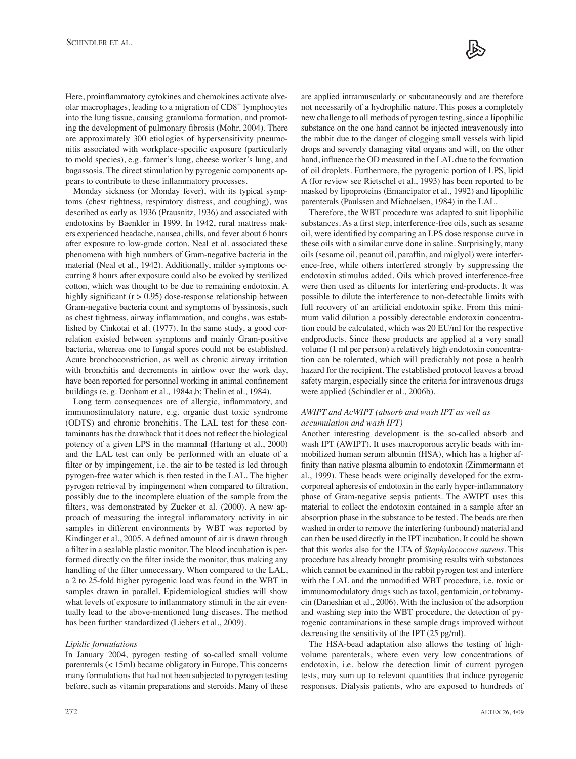Here, proinflammatory cytokines and chemokines activate alveolar macrophages, leading to a migration of $CD8^+$ lymphocytes into the lung tissue, causing granuloma formation, and promoting the development of pulmonary fibrosis (Mohr, 2004). There are approximately 300 etiologies of hypersensitivity pneumonitis associated with workplace-specific exposure (particularly to mold species), e.g. farmer's lung, cheese worker's lung, and bagassosis. The direct stimulation by pyrogenic components appears to contribute to these inflammatory processes.

Monday sickness (or Monday fever), with its typical symptoms (chest tightness, respiratory distress, and coughing), was described as early as 1936 (Prausnitz, 1936) and associated with endotoxins by Baenkler in 1999. In 1942, rural mattress makers experienced headache, nausea, chills, and fever about 6 hours after exposure to low-grade cotton. Neal et al. associated these phenomena with high numbers of Gram-negative bacteria in the material (Neal et al., 1942). Additionally, milder symptoms occurring 8 hours after exposure could also be evoked by sterilized cotton, which was thought to be due to remaining endotoxin. A highly significant ($r > 0.95$) dose-response relationship between Gram-negative bacteria count and symptoms of byssinosis, such as chest tightness, airway inflammation, and coughs, was established by Cinkotai et al. (1977). In the same study, a good correlation existed between symptoms and mainly Gram-positive bacteria, whereas one to fungal spores could not be established. Acute bronchoconstriction, as well as chronic airway irritation with bronchitis and decrements in airflow over the work day, have been reported for personnel working in animal confinement buildings (e. g. Donham et al., 1984a,b; Thelin et al., 1984).

Long term consequences are of allergic, inflammatory, and immunostimulatory nature, e.g. organic dust toxic syndrome (ODTS) and chronic bronchitis. The LAL test for these contaminants has the drawback that it does not reflect the biological potency of a given LPS in the mammal (Hartung et al., 2000) and the LAL test can only be performed with an eluate of a filter or by impingement, i.e. the air to be tested is led through pyrogen-free water which is then tested in the LAL. The higher pyrogen retrieval by impingement when compared to filtration, possibly due to the incomplete eluation of the sample from the filters, was demonstrated by Zucker et al. (2000). A new approach of measuring the integral inflammatory activity in air samples in different environments by WBT was reported by Kindinger et al., 2005. A defined amount of air is drawn through a filter in a sealable plastic monitor. The blood incubation is performed directly on the filter inside the monitor, thus making any handling of the filter unnecessary. When compared to the LAL, a 2 to 25-fold higher pyrogenic load was found in the WBT in samples drawn in parallel. Epidemiological studies will show what levels of exposure to inflammatory stimuli in the air eventually lead to the above-mentioned lung diseases. The method has been further standardized (Liebers et al., 2009).

*Lipidic formulations*

In January 2004, pyrogen testing of so-called small volume parenterals (< 15ml) became obligatory in Europe. This concerns many formulations that had not been subjected to pyrogen testing before, such as vitamin preparations and steroids. Many of these are applied intramuscularly or subcutaneously and are therefore not necessarily of a hydrophilic nature. This poses a completely new challenge to all methods of pyrogen testing, since a lipophilic substance on the one hand cannot be injected intravenously into the rabbit due to the danger of clogging small vessels with lipid drops and severely damaging vital organs and will, on the other hand, influence the OD measured in the LAL due to the formation of oil droplets. Furthermore, the pyrogenic portion of LPS, lipid A (for review see Rietschel et al., 1993) has been reported to be masked by lipoproteins (Emancipator et al., 1992) and lipophilic parenterals (Paulssen and Michaelsen, 1984) in the LAL.

Therefore, the WBT procedure was adapted to suit lipophilic substances. As a first step, interference-free oils, such as sesame oil, were identified by comparing an LPS dose response curve in these oils with a similar curve done in saline. Surprisingly, many oils (sesame oil, peanut oil, paraffin, and miglyol) were interference-free, while others interfered strongly by suppressing the endotoxin stimulus added. Oils which proved interference-free were then used as diluents for interfering end-products. It was possible to dilute the interference to non-detectable limits with full recovery of an artificial endotoxin spike. From this minimum valid dilution a possibly detectable endotoxin concentration could be calculated, which was 20 EU/ml for the respective endproducts. Since these products are applied at a very small volume (1 ml per person) a relatively high endotoxin concentration can be tolerated, which will predictably not pose a health hazard for the recipient. The established protocol leaves a broad safety margin, especially since the criteria for intravenous drugs were applied (Schindler et al., 2006b).

*AWIPT and AcWIPT (absorb and wash IPT as well as accumulation and wash IPT)*

Another interesting development is the so-called absorb and wash IPT (AWIPT). It uses macroporous acrylic beads with immobilized human serum albumin (HSA), which has a higher affinity than native plasma albumin to endotoxin (Zimmermann et al., 1999). These beads were originally developed for the extracorporeal apheresis of endotoxin in the early hyper-inflammatory phase of Gram-negative sepsis patients. The AWIPT uses this material to collect the endotoxin contained in a sample after an absorption phase in the substance to be tested. The beads are then washed in order to remove the interfering (unbound) material and can then be used directly in the IPT incubation. It could be shown that this works also for the LTA of *Staphylococcus aureus*. This procedure has already brought promising results with substances which cannot be examined in the rabbit pyrogen test and interfere with the LAL and the unmodified WBT procedure, i.e. toxic or immunomodulatory drugs such as taxol, gentamicin, or tobramycin (Daneshian et al., 2006). With the inclusion of the adsorption and washing step into the WBT procedure, the detection of pyrogenic contaminations in these sample drugs improved without decreasing the sensitivity of the IPT (25 pg/ml).

The HSA-bead adaptation also allows the testing of high-volume parenterals, where even very low concentrations of endotoxin, i.e. below the detection limit of current pyrogen tests, may sum up to relevant quantities that induce pyrogenic responses. Dialysis patients, who are exposed to hundreds of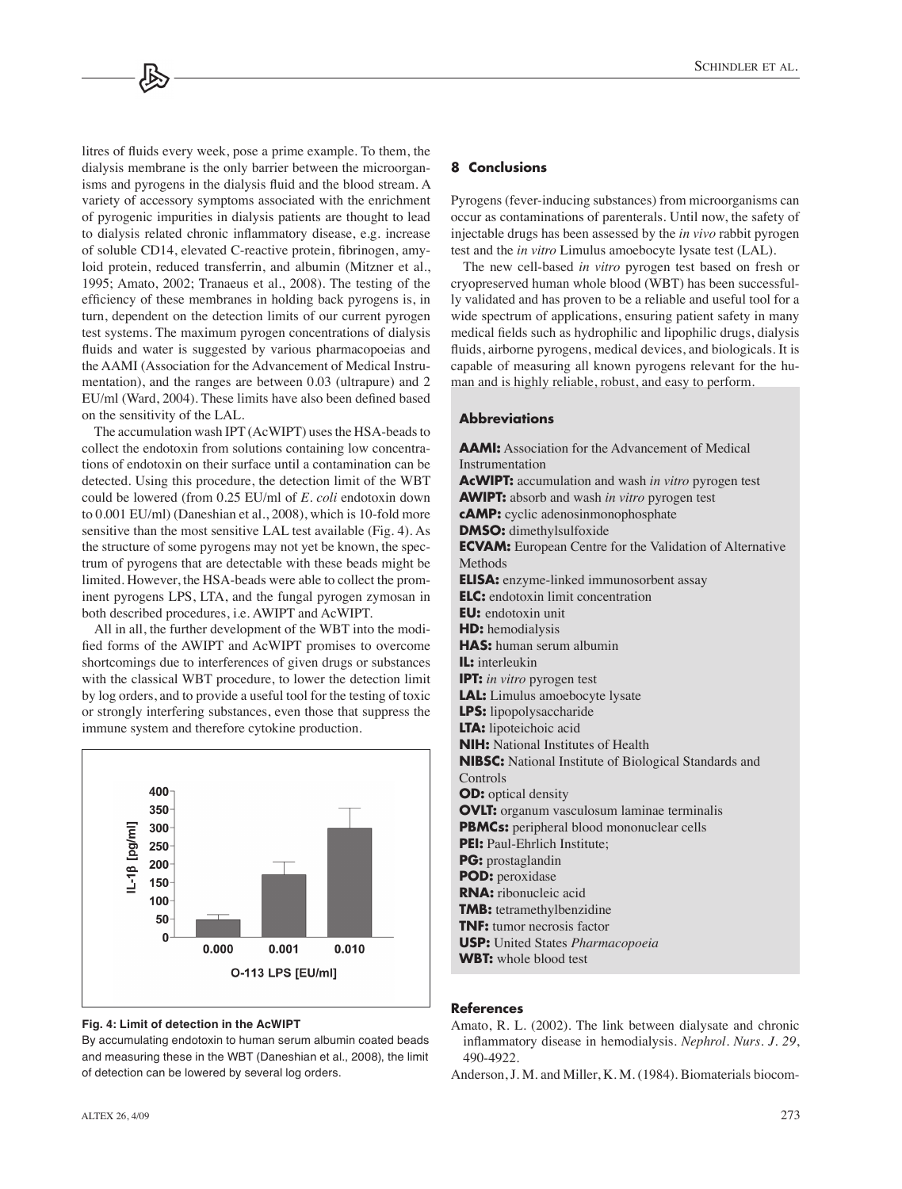litres of fluids every week, pose a prime example. To them, the dialysis membrane is the only barrier between the microorganisms and pyrogens in the dialysis fluid and the blood stream. A variety of accessory symptoms associated with the enrichment of pyrogenic impurities in dialysis patients are thought to lead to dialysis related chronic inflammatory disease, e.g. increase of soluble CD14, elevated C-reactive protein, fibrinogen, amyloid protein, reduced transferrin, and albumin (Mitzner et al., 1995; Amato, 2002; Tranaeus et al., 2008). The testing of the efficiency of these membranes in holding back pyrogens is, in turn, dependent on the detection limits of our current pyrogen test systems. The maximum pyrogen concentrations of dialysis fluids and water is suggested by various pharmacopoeias and the AAMI (Association for the Advancement of Medical Instrumentation), and the ranges are between 0.03 (ultrapure) and 2 EU/ml (Ward, 2004). These limits have also been defined based on the sensitivity of the LAL.

The accumulation wash IPT (AcWIPT) uses the HSA-beads to collect the endotoxin from solutions containing low concentrations of endotoxin on their surface until a contamination can be detected. Using this procedure, the detection limit of the WBT could be lowered (from 0.25 EU/ml of *E. coli* endotoxin down to 0.001 EU/ml) (Daneshian et al., 2008), which is 10-fold more sensitive than the most sensitive LAL test available (Fig. 4). As the structure of some pyrogens may not yet be known, the spectrum of pyrogens that are detectable with these beads might be limited. However, the HSA-beads were able to collect the prominent pyrogens LPS, LTA, and the fungal pyrogen zymosan in both described procedures, i.e. AWIPT and AcWIPT.

All in all, the further development of the WBT into the modified forms of the AWIPT and AcWIPT promises to overcome shortcomings due to interferences of given drugs or substances with the classical WBT procedure, to lower the detection limit by log orders, and to provide a useful tool for the testing of toxic or strongly interfering substances, even those that suppress the immune system and therefore cytokine production.

**Fig. 4: Limit of detection in the AcWIPT**

By accumulating endotoxin to human serum albumin coated beads and measuring these in the WBT (Daneshian et al., 2008), the limit of detection can be lowered by several log orders.

## 8 Conclusions

Pyrogens (fever-inducing substances) from microorganisms can occur as contaminations of parenterals. Until now, the safety of injectable drugs has been assessed by the *in vivo* rabbit pyrogen test and the *in vitro* Limulus amoebocyte lysate test (LAL).

The new cell-based *in vitro* pyrogen test based on fresh or cryopreserved human whole blood (WBT) has been successfully validated and has proven to be a reliable and useful tool for a wide spectrum of applications, ensuring patient safety in many medical fields such as hydrophilic and lipophilic drugs, dialysis fluids, airborne pyrogens, medical devices, and biologicals. It is capable of measuring all known pyrogens relevant for the human and is highly reliable, robust, and easy to perform.

### Abbreviations

**AAMI:** Association for the Advancement of Medical Instrumentation
**AcWIPT:** accumulation and wash *in vitro* pyrogen test
**AWIPT:** absorb and wash *in vitro* pyrogen test
**cAMP:** cyclic adenosinmonophosphate
**DMSO:** dimethylsulfoxide
**ECVAM:** European Centre for the Validation of Alternative Methods
**ELISA:** enzyme-linked immunosorbent assay
**ELC:** endotoxin limit concentration
**EU:** endotoxin unit
**HD:** hemodialysis
**HAS:** human serum albumin
**IL:** interleukin
**IPT:** *in vitro* pyrogen test
**LAL:** Limulus amoebocyte lysate
**LPS:** lipopolysaccharide
**LTA:** lipoteichoic acid
**NIH:** National Institutes of Health
**NIBSC:** National Institute of Biological Standards and Controls
**OD:** optical density
**OVLT:** organum vasculosum laminae terminalis
**PBMCs:** peripheral blood mononuclear cells
**PEI:** Paul-Ehrlich Institute;
**PG:** prostaglandin
**POD:** peroxidase
**RNA:** ribonucleic acid
**TMB:** tetramethylbenzidine
**TNF:** tumor necrosis factor
**USP:** United States *Pharmacopoeia*
**WBT:** whole blood test

### References

Amato, R. L. (2002). The link between dialysate and chronic inflammatory disease in hemodialysis. *Nephrol. Nurs. J. 29*, 490-4922.

Anderson, J. M. and Miller, K. M. (1984). Biomaterials biocom-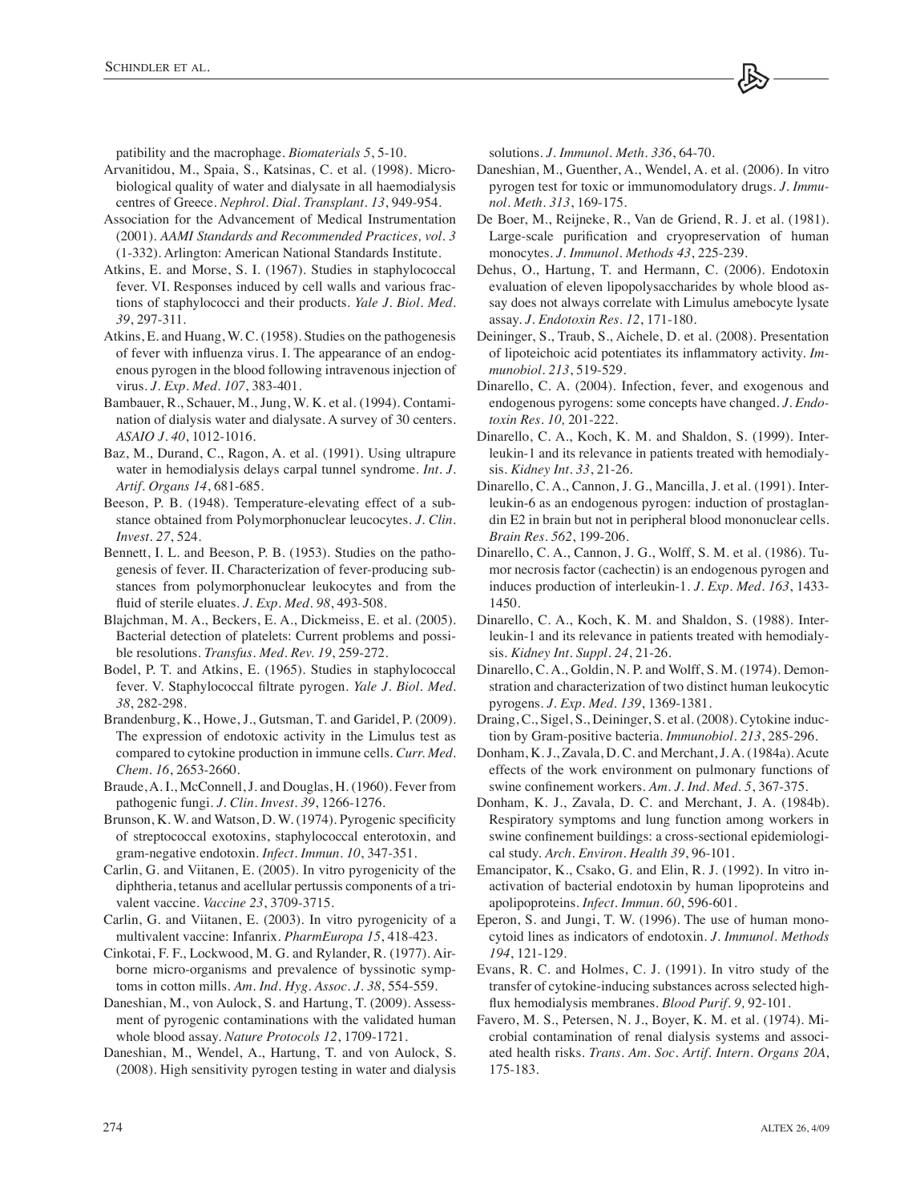patibility and the macrophage. *Biomaterials 5*, 5-10.

Arvanitidou, M., Spaia, S., Katsinas, C. et al. (1998). Microbiological quality of water and dialysate in all haemodialysis centres of Greece. *Nephrol. Dial. Transplant. 13*, 949-954.

Association for the Advancement of Medical Instrumentation (2001). *AAMI Standards and Recommended Practices, vol. 3* (1-332). Arlington: American National Standards Institute.

Atkins, E. and Morse, S. I. (1967). Studies in staphylococcal fever. VI. Responses induced by cell walls and various fractions of staphylococci and their products. *Yale J. Biol. Med. 39*, 297-311.

Atkins, E. and Huang, W. C. (1958). Studies on the pathogenesis of fever with influenza virus. I. The appearance of an endogenous pyrogen in the blood following intravenous injection of virus. *J. Exp. Med. 107*, 383-401.

Bambauer, R., Schauer, M., Jung, W. K. et al. (1994). Contamination of dialysis water and dialysate. A survey of 30 centers. *ASAIO J. 40*, 1012-1016.

Baz, M., Durand, C., Ragon, A. et al. (1991). Using ultrapure water in hemodialysis delays carpal tunnel syndrome. *Int. J. Artif. Organs 14*, 681-685.

Beeson, P. B. (1948). Temperature-elevating effect of a substance obtained from Polymorphonuclear leucocytes. *J. Clin. Invest. 27*, 524.

Bennett, I. L. and Beeson, P. B. (1953). Studies on the pathogenesis of fever. II. Characterization of fever-producing substances from polymorphonuclear leukocytes and from the fluid of sterile eluates. *J. Exp. Med. 98*, 493-508.

Blajchman, M. A., Beckers, E. A., Dickmeiss, E. et al. (2005). Bacterial detection of platelets: Current problems and possible resolutions. *Transfus. Med. Rev. 19*, 259-272.

Bodel, P. T. and Atkins, E. (1965). Studies in staphylococcal fever. V. Staphylococcal filtrate pyrogen. *Yale J. Biol. Med. 38*, 282-298.

Brandenburg, K., Howe, J., Gutsman, T. and Garidel, P. (2009). The expression of endotoxic activity in the Limulus test as compared to cytokine production in immune cells. *Curr. Med. Chem. 16*, 2653-2660.

Braude, A. I., McConnell, J. and Douglas, H. (1960). Fever from pathogenic fungi. *J. Clin. Invest. 39*, 1266-1276.

Brunson, K. W. and Watson, D. W. (1974). Pyrogenic specificity of streptococcal exotoxins, staphylococcal enterotoxin, and gram-negative endotoxin. *Infect. Immun. 10*, 347-351.

Carlin, G. and Viitanen, E. (2005). In vitro pyrogenicity of the diphtheria, tetanus and acellular pertussis components of a trivalent vaccine. *Vaccine 23*, 3709-3715.

Carlin, G. and Viitanen, E. (2003). In vitro pyrogenicity of a multivalent vaccine: Infanrix. *PharmEuropa 15*, 418-423.

Cinkotai, F. F., Lockwood, M. G. and Rylander, R. (1977). Airborne micro-organisms and prevalence of byssinotic symptoms in cotton mills. *Am. Ind. Hyg. Assoc. J. 38*, 554-559.

Daneshian, M., von Aulock, S. and Hartung, T. (2009). Assessment of pyrogenic contaminations with the validated human whole blood assay. *Nature Protocols 12*, 1709-1721.

Daneshian, M., Wendel, A., Hartung, T. and von Aulock, S. (2008). High sensitivity pyrogen testing in water and dialysis solutions. *J. Immunol. Meth. 336*, 64-70.

Daneshian, M., Guenther, A., Wendel, A. et al. (2006). In vitro pyrogen test for toxic or immunomodulatory drugs. *J. Immunol. Meth. 313*, 169-175.

De Boer, M., Reijneke, R., Van de Griend, R. J. et al. (1981). Large-scale purification and cryopreservation of human monocytes. *J. Immunol. Methods 43*, 225-239.

Dehus, O., Hartung, T. and Hermann, C. (2006). Endotoxin evaluation of eleven lipopolysaccharides by whole blood assay does not always correlate with Limulus amebocyte lysate assay. *J. Endotoxin Res. 12*, 171-180.

Deininger, S., Traub, S., Aichele, D. et al. (2008). Presentation of lipoteichoic acid potentiates its inflammatory activity. *Immunobiol. 213*, 519-529.

Dinarello, C. A. (2004). Infection, fever, and exogenous and endogenous pyrogens: some concepts have changed. *J. Endotoxin Res. 10,* 201-222.

Dinarello, C. A., Koch, K. M. and Shaldon, S. (1999). Interleukin-1 and its relevance in patients treated with hemodialysis. *Kidney Int. 33*, 21-26.

Dinarello, C. A., Cannon, J. G., Mancilla, J. et al. (1991). Interleukin-6 as an endogenous pyrogen: induction of prostaglandin E2 in brain but not in peripheral blood mononuclear cells. *Brain Res. 562*, 199-206.

Dinarello, C. A., Cannon, J. G., Wolff, S. M. et al. (1986). Tumor necrosis factor (cachectin) is an endogenous pyrogen and induces production of interleukin-1. *J. Exp. Med. 163*, 1433-1450.

Dinarello, C. A., Koch, K. M. and Shaldon, S. (1988). Interleukin-1 and its relevance in patients treated with hemodialysis. *Kidney Int. Suppl. 24*, 21-26.

Dinarello, C. A., Goldin, N. P. and Wolff, S. M. (1974). Demonstration and characterization of two distinct human leukocytic pyrogens. *J. Exp. Med. 139*, 1369-1381.

Draing, C., Sigel, S., Deininger, S. et al. (2008). Cytokine induction by Gram-positive bacteria. *Immunobiol. 213*, 285-296.

Donham, K. J., Zavala, D. C. and Merchant, J. A. (1984a). Acute effects of the work environment on pulmonary functions of swine confinement workers. *Am. J. Ind. Med. 5*, 367-375.

Donham, K. J., Zavala, D. C. and Merchant, J. A. (1984b). Respiratory symptoms and lung function among workers in swine confinement buildings: a cross-sectional epidemiological study. *Arch. Environ. Health 39*, 96-101.

Emancipator, K., Csako, G. and Elin, R. J. (1992). In vitro inactivation of bacterial endotoxin by human lipoproteins and apolipoproteins. *Infect. Immun. 60*, 596-601.

Eperon, S. and Jungi, T. W. (1996). The use of human monocytoid lines as indicators of endotoxin. *J. Immunol. Methods 194*, 121-129.

Evans, R. C. and Holmes, C. J. (1991). In vitro study of the transfer of cytokine-inducing substances across selected high-flux hemodialysis membranes. *Blood Purif. 9,* 92-101.

Favero, M. S., Petersen, N. J., Boyer, K. M. et al. (1974). Microbial contamination of renal dialysis systems and associated health risks. *Trans. Am. Soc. Artif. Intern. Organs 20A*, 175-183.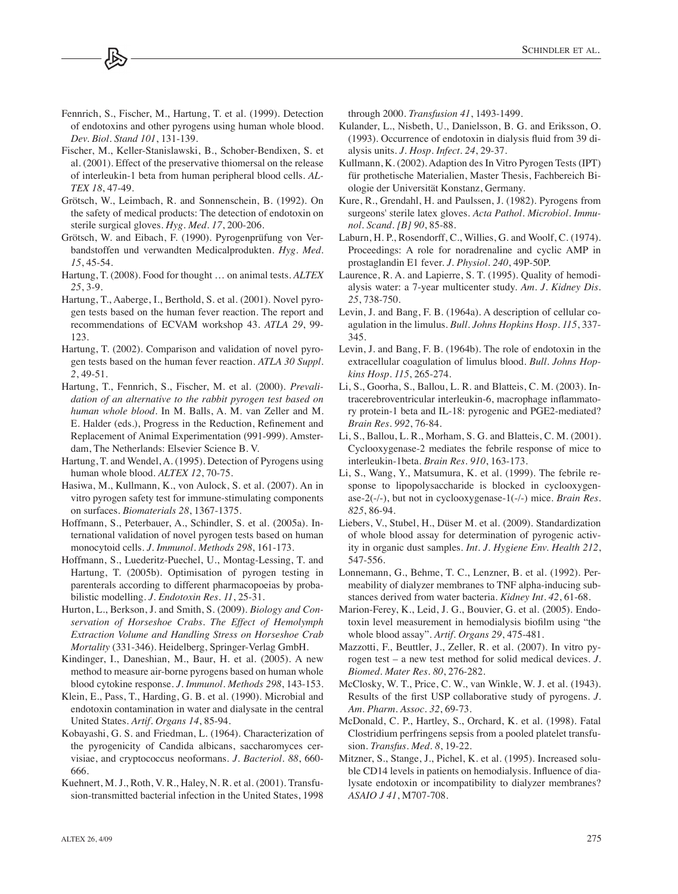Fennrich, S., Fischer, M., Hartung, T. et al. (1999). Detection of endotoxins and other pyrogens using human whole blood. *Dev. Biol. Stand 101*, 131-139.

Fischer, M., Keller-Stanislawski, B., Schober-Bendixen, S. et al. (2001). Effect of the preservative thiomersal on the release of interleukin-1 beta from human peripheral blood cells. *ALTEX 18*, 47-49.

Grötsch, W., Leimbach, R. and Sonnenschein, B. (1992). On the safety of medical products: The detection of endotoxin on sterile surgical gloves. *Hyg. Med. 17*, 200-206.

Grötsch, W. and Eibach, F. (1990). Pyrogenprüfung von Verbandstoffen und verwandten Medicalprodukten. *Hyg. Med. 15*, 45-54.

Hartung, T. (2008). Food for thought … on animal tests. *ALTEX 25*, 3-9.

Hartung, T., Aaberge, I., Berthold, S. et al. (2001). Novel pyrogen tests based on the human fever reaction. The report and recommendations of ECVAM workshop 43. *ATLA 29*, 99-123.

Hartung, T. (2002). Comparison and validation of novel pyrogen tests based on the human fever reaction. *ATLA 30 Suppl. 2*, 49-51.

Hartung, T., Fennrich, S., Fischer, M. et al. (2000). *Prevalidation of an alternative to the rabbit pyrogen test based on human whole blood*. In M. Balls, A. M. van Zeller and M. E. Halder (eds.), Progress in the Reduction, Refinement and Replacement of Animal Experimentation (991-999). Amsterdam, The Netherlands: Elsevier Science B. V.

Hartung, T. and Wendel, A. (1995). Detection of Pyrogens using human whole blood. *ALTEX 12*, 70-75.

Hasiwa, M., Kullmann, K., von Aulock, S. et al. (2007). An in vitro pyrogen safety test for immune-stimulating components on surfaces. *Biomaterials 28*, 1367-1375.

Hoffmann, S., Peterbauer, A., Schindler, S. et al. (2005a). International validation of novel pyrogen tests based on human monocytoid cells. *J. Immunol. Methods 298*, 161-173.

Hoffmann, S., Luederitz-Puechel, U., Montag-Lessing, T. and Hartung, T. (2005b). Optimisation of pyrogen testing in parenterals according to different pharmacopoeias by probabilistic modelling. *J. Endotoxin Res. 11*, 25-31.

Hurton, L., Berkson, J. and Smith, S. (2009). *Biology and Conservation of Horseshoe Crabs. The Effect of Hemolymph Extraction Volume and Handling Stress on Horseshoe Crab Mortality* (331-346). Heidelberg, Springer-Verlag GmbH.

Kindinger, I., Daneshian, M., Baur, H. et al. (2005). A new method to measure air-borne pyrogens based on human whole blood cytokine response. *J. Immunol. Methods 298*, 143-153.

Klein, E., Pass, T., Harding, G. B. et al. (1990). Microbial and endotoxin contamination in water and dialysate in the central United States. *Artif. Organs 14*, 85-94.

Kobayashi, G. S. and Friedman, L. (1964). Characterization of the pyrogenicity of Candida albicans, saccharomyces cervisiae, and cryptococcus neoformans. *J. Bacteriol. 88*, 660-666.

Kuehnert, M. J., Roth, V. R., Haley, N. R. et al. (2001). Transfusion-transmitted bacterial infection in the United States, 1998 through 2000. *Transfusion 41*, 1493-1499.

Kulander, L., Nisbeth, U., Danielsson, B. G. and Eriksson, O. (1993). Occurrence of endotoxin in dialysis fluid from 39 dialysis units. *J. Hosp. Infect. 24*, 29-37.

Kullmann, K. (2002). Adaption des In Vitro Pyrogen Tests (IPT) für prothetische Materialien, Master Thesis, Fachbereich Biologie der Universität Konstanz, Germany.

Kure, R., Grendahl, H. and Paulssen, J. (1982). Pyrogens from surgeons' sterile latex gloves. *Acta Pathol. Microbiol. Immunol. Scand. [B] 90*, 85-88.

Laburn, H. P., Rosendorff, C., Willies, G. and Woolf, C. (1974). Proceedings: A role for noradrenaline and cyclic AMP in prostaglandin E1 fever. *J. Physiol. 240*, 49P-50P.

Laurence, R. A. and Lapierre, S. T. (1995). Quality of hemodialysis water: a 7-year multicenter study. *Am. J. Kidney Dis. 25*, 738-750.

Levin, J. and Bang, F. B. (1964a). A description of cellular coagulation in the limulus. *Bull. Johns Hopkins Hosp. 115*, 337-345.

Levin, J. and Bang, F. B. (1964b). The role of endotoxin in the extracellular coagulation of limulus blood. *Bull. Johns Hopkins Hosp. 115*, 265-274.

Li, S., Goorha, S., Ballou, L. R. and Blatteis, C. M. (2003). Intracerebroventricular interleukin-6, macrophage inflammatory protein-1 beta and IL-18: pyrogenic and PGE2-mediated? *Brain Res. 992*, 76-84.

Li, S., Ballou, L. R., Morham, S. G. and Blatteis, C. M. (2001). Cyclooxygenase-2 mediates the febrile response of mice to interleukin-1beta. *Brain Res. 910*, 163-173.

Li, S., Wang, Y., Matsumura, K. et al. (1999). The febrile response to lipopolysaccharide is blocked in cyclooxygenase-2(-/-), but not in cyclooxygenase-1(-/-) mice. *Brain Res. 825*, 86-94.

Liebers, V., Stubel, H., Düser M. et al. (2009). Standardization of whole blood assay for determination of pyrogenic activity in organic dust samples. *Int. J. Hygiene Env. Health 212*, 547-556.

Lonnemann, G., Behme, T. C., Lenzner, B. et al. (1992). Permeability of dialyzer membranes to TNF alpha-inducing substances derived from water bacteria. *Kidney Int. 42*, 61-68.

Marion-Ferey, K., Leid, J. G., Bouvier, G. et al. (2005). Endotoxin level measurement in hemodialysis biofilm using "the whole blood assay". *Artif. Organs 29*, 475-481.

Mazzotti, F., Beuttler, J., Zeller, R. et al. (2007). In vitro pyrogen test – a new test method for solid medical devices. *J. Biomed. Mater Res. 80*, 276-282.

McClosky, W. T., Price, C. W., van Winkle, W. J. et al. (1943). Results of the first USP collaborative study of pyrogens. *J. Am. Pharm. Assoc. 32*, 69-73.

McDonald, C. P., Hartley, S., Orchard, K. et al. (1998). Fatal Clostridium perfringens sepsis from a pooled platelet transfusion. *Transfus. Med. 8*, 19-22.

Mitzner, S., Stange, J., Pichel, K. et al. (1995). Increased soluble CD14 levels in patients on hemodialysis. Influence of dialysate endotoxin or incompatibility to dialyzer membranes? *ASAIO J 41*, M707-708.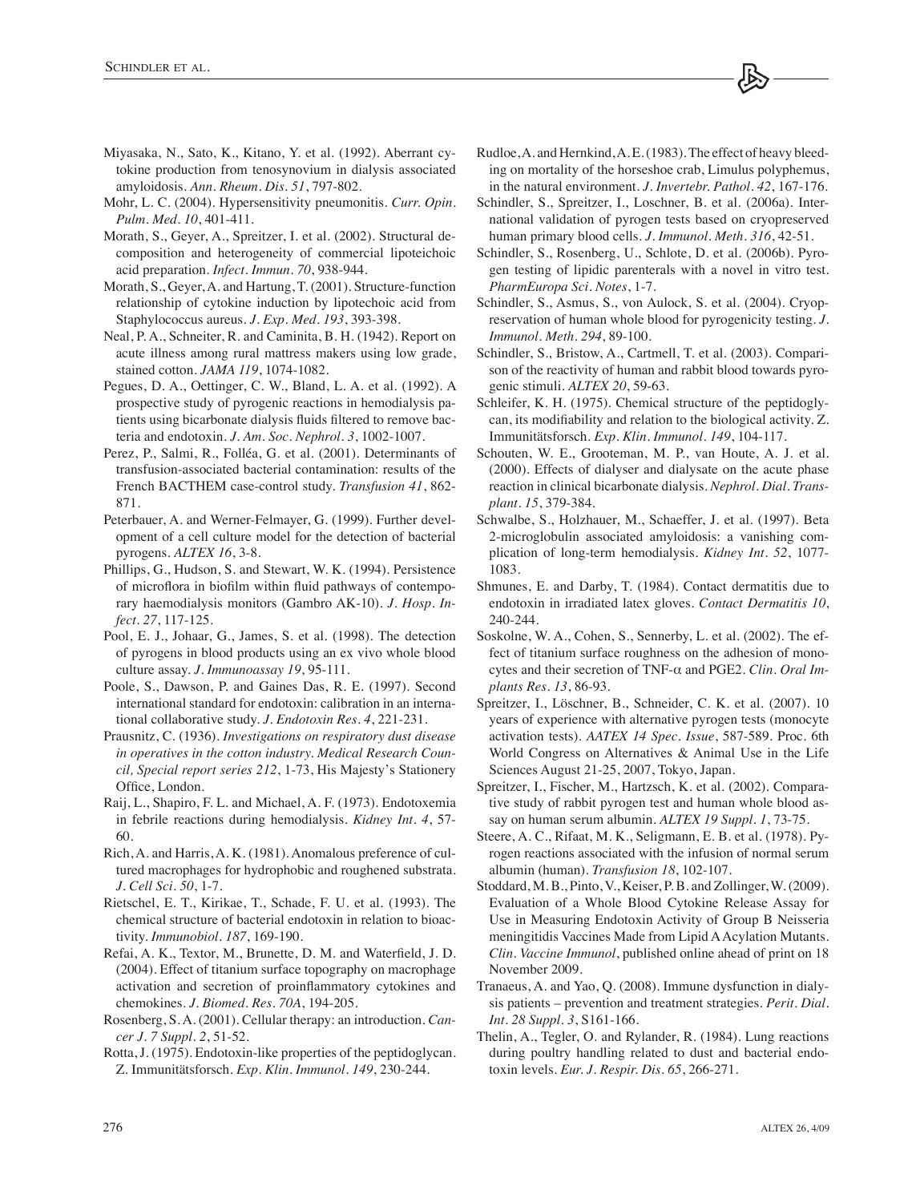Miyasaka, N., Sato, K., Kitano, Y. et al. (1992). Aberrant cytokine production from tenosynovium in dialysis associated amyloidosis. *Ann. Rheum. Dis. 51*, 797-802.

Mohr, L. C. (2004). Hypersensitivity pneumonitis. *Curr. Opin. Pulm. Med. 10*, 401-411.

Morath, S., Geyer, A., Spreitzer, I. et al. (2002). Structural decomposition and heterogeneity of commercial lipoteichoic acid preparation. *Infect. Immun. 70*, 938-944.

Morath, S., Geyer, A. and Hartung, T. (2001). Structure-function relationship of cytokine induction by lipotechoic acid from Staphylococcus aureus. *J. Exp. Med. 193*, 393-398.

Neal, P. A., Schneiter, R. and Caminita, B. H. (1942). Report on acute illness among rural mattress makers using low grade, stained cotton. *JAMA 119*, 1074-1082.

Pegues, D. A., Oettinger, C. W., Bland, L. A. et al. (1992). A prospective study of pyrogenic reactions in hemodialysis patients using bicarbonate dialysis fluids filtered to remove bacteria and endotoxin. *J. Am. Soc. Nephrol. 3*, 1002-1007.

Perez, P., Salmi, R., Folléa, G. et al. (2001). Determinants of transfusion-associated bacterial contamination: results of the French BACTHEM case-control study. *Transfusion 41*, 862-871.

Peterbauer, A. and Werner-Felmayer, G. (1999). Further development of a cell culture model for the detection of bacterial pyrogens. *ALTEX 16*, 3-8.

Phillips, G., Hudson, S. and Stewart, W. K. (1994). Persistence of microflora in biofilm within fluid pathways of contemporary haemodialysis monitors (Gambro AK-10). *J. Hosp. Infect. 27*, 117-125.

Pool, E. J., Johaar, G., James, S. et al. (1998). The detection of pyrogens in blood products using an ex vivo whole blood culture assay. *J. Immunoassay 19*, 95-111.

Poole, S., Dawson, P. and Gaines Das, R. E. (1997). Second international standard for endotoxin: calibration in an international collaborative study. *J. Endotoxin Res. 4*, 221-231.

Prausnitz, C. (1936). *Investigations on respiratory dust disease in operatives in the cotton industry. Medical Research Council, Special report series 212*, 1-73, His Majesty's Stationery Office, London.

Raij, L., Shapiro, F. L. and Michael, A. F. (1973). Endotoxemia in febrile reactions during hemodialysis. *Kidney Int. 4*, 57-60.

Rich, A. and Harris, A. K. (1981). Anomalous preference of cultured macrophages for hydrophobic and roughened substrata. *J. Cell Sci. 50*, 1-7.

Rietschel, E. T., Kirikae, T., Schade, F. U. et al. (1993). The chemical structure of bacterial endotoxin in relation to bioactivity. *Immunobiol. 187*, 169-190.

Refai, A. K., Textor, M., Brunette, D. M. and Waterfield, J. D. (2004). Effect of titanium surface topography on macrophage activation and secretion of proinflammatory cytokines and chemokines. *J. Biomed. Res. 70A*, 194-205.

Rosenberg, S. A. (2001). Cellular therapy: an introduction. *Cancer J. 7 Suppl. 2*, 51-52.

Rotta, J. (1975). Endotoxin-like properties of the peptidoglycan. Z. Immunitätsforsch. *Exp. Klin. Immunol. 149*, 230-244.

Rudloe, A. and Hernkind, A. E. (1983). The effect of heavy bleeding on mortality of the horseshoe crab, Limulus polyphemus, in the natural environment. *J. Invertebr. Pathol. 42*, 167-176.

Schindler, S., Spreitzer, I., Loschner, B. et al. (2006a). International validation of pyrogen tests based on cryopreserved human primary blood cells. *J. Immunol. Meth. 316*, 42-51.

Schindler, S., Rosenberg, U., Schlote, D. et al. (2006b). Pyrogen testing of lipidic parenterals with a novel in vitro test. *PharmEuropa Sci. Notes*, 1-7.

Schindler, S., Asmus, S., von Aulock, S. et al. (2004). Cryopreservation of human whole blood for pyrogenicity testing. *J. Immunol. Meth. 294*, 89-100.

Schindler, S., Bristow, A., Cartmell, T. et al. (2003). Comparison of the reactivity of human and rabbit blood towards pyrogenic stimuli. *ALTEX 20*, 59-63.

Schleifer, K. H. (1975). Chemical structure of the peptidoglycan, its modifiability and relation to the biological activity. Z. Immunitätsforsch. *Exp. Klin. Immunol. 149*, 104-117.

Schouten, W. E., Grooteman, M. P., van Houte, A. J. et al. (2000). Effects of dialyser and dialysate on the acute phase reaction in clinical bicarbonate dialysis. *Nephrol. Dial. Transplant. 15*, 379-384.

Schwalbe, S., Holzhauer, M., Schaeffer, J. et al. (1997). Beta 2-microglobulin associated amyloidosis: a vanishing complication of long-term hemodialysis. *Kidney Int. 52*, 1077-1083.

Shmunes, E. and Darby, T. (1984). Contact dermatitis due to endotoxin in irradiated latex gloves. *Contact Dermatitis 10*, 240-244.

Soskolne, W. A., Cohen, S., Sennerby, L. et al. (2002). The effect of titanium surface roughness on the adhesion of monocytes and their secretion of TNF-α and PGE2. *Clin. Oral Implants Res. 13*, 86-93.

Spreitzer, I., Löschner, B., Schneider, C. K. et al. (2007). 10 years of experience with alternative pyrogen tests (monocyte activation tests). *AATEX 14 Spec. Issue*, 587-589. Proc. 6th World Congress on Alternatives & Animal Use in the Life Sciences August 21-25, 2007, Tokyo, Japan.

Spreitzer, I., Fischer, M., Hartzsch, K. et al. (2002). Comparative study of rabbit pyrogen test and human whole blood assay on human serum albumin. *ALTEX 19 Suppl. 1*, 73-75.

Steere, A. C., Rifaat, M. K., Seligmann, E. B. et al. (1978). Pyrogen reactions associated with the infusion of normal serum albumin (human). *Transfusion 18*, 102-107.

Stoddard, M. B., Pinto, V., Keiser, P. B. and Zollinger, W. (2009). Evaluation of a Whole Blood Cytokine Release Assay for Use in Measuring Endotoxin Activity of Group B Neisseria meningitidis Vaccines Made from Lipid A Acylation Mutants. *Clin. Vaccine Immunol*, published online ahead of print on 18 November 2009.

Tranaeus, A. and Yao, Q. (2008). Immune dysfunction in dialysis patients – prevention and treatment strategies. *Perit. Dial. Int. 28 Suppl. 3*, S161-166.

Thelin, A., Tegler, O. and Rylander, R. (1984). Lung reactions during poultry handling related to dust and bacterial endotoxin levels. *Eur. J. Respir. Dis. 65*, 266-271.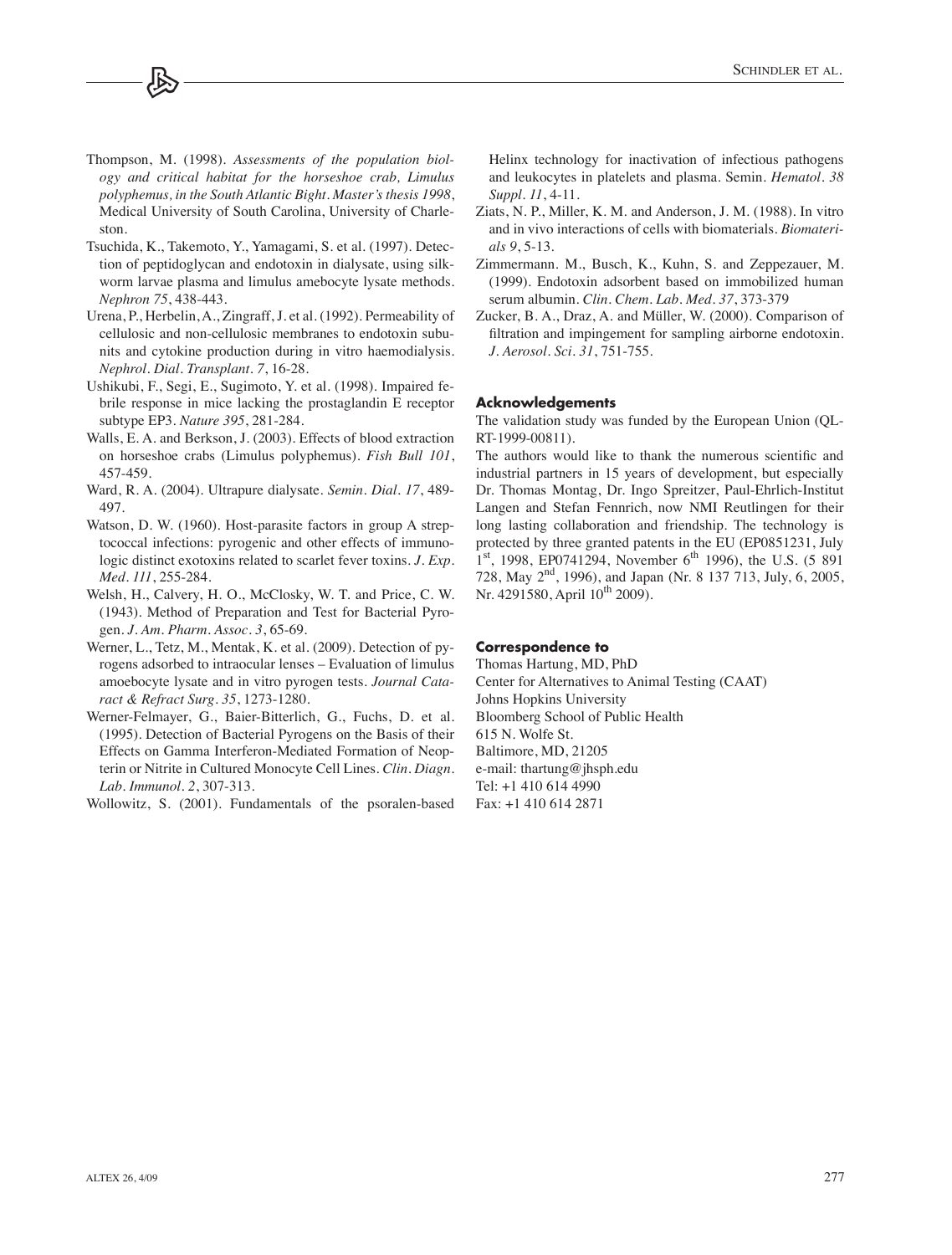Thompson, M. (1998). *Assessments of the population biology and critical habitat for the horseshoe crab, Limulus polyphemus, in the South Atlantic Bight. Master's thesis 1998*, Medical University of South Carolina, University of Charleston.

Tsuchida, K., Takemoto, Y., Yamagami, S. et al. (1997). Detection of peptidoglycan and endotoxin in dialysate, using silkworm larvae plasma and limulus amebocyte lysate methods. *Nephron 75*, 438-443.

Urena, P., Herbelin, A., Zingraff, J. et al. (1992). Permeability of cellulosic and non-cellulosic membranes to endotoxin subunits and cytokine production during in vitro haemodialysis. *Nephrol. Dial. Transplant. 7*, 16-28.

Ushikubi, F., Segi, E., Sugimoto, Y. et al. (1998). Impaired febrile response in mice lacking the prostaglandin E receptor subtype EP3. *Nature 395*, 281-284.

Walls, E. A. and Berkson, J. (2003). Effects of blood extraction on horseshoe crabs (Limulus polyphemus). *Fish Bull 101*, 457-459.

Ward, R. A. (2004). Ultrapure dialysate. *Semin. Dial. 17*, 489-497.

Watson, D. W. (1960). Host-parasite factors in group A streptococcal infections: pyrogenic and other effects of immunologic distinct exotoxins related to scarlet fever toxins. *J. Exp. Med. 111*, 255-284.

Welsh, H., Calvery, H. O., McClosky, W. T. and Price, C. W. (1943). Method of Preparation and Test for Bacterial Pyrogen. *J. Am. Pharm. Assoc. 3*, 65-69.

Werner, L., Tetz, M., Mentak, K. et al. (2009). Detection of pyrogens adsorbed to intraocular lenses – Evaluation of limulus amoebocyte lysate and in vitro pyrogen tests. *Journal Cataract & Refract Surg. 35*, 1273-1280.

Werner-Felmayer, G., Baier-Bitterlich, G., Fuchs, D. et al. (1995). Detection of Bacterial Pyrogens on the Basis of their Effects on Gamma Interferon-Mediated Formation of Neopterin or Nitrite in Cultured Monocyte Cell Lines. *Clin. Diagn. Lab. Immunol. 2*, 307-313.

Wollowitz, S. (2001). Fundamentals of the psoralen-based Helinx technology for inactivation of infectious pathogens and leukocytes in platelets and plasma. Semin. *Hematol. 38 Suppl. 11*, 4-11.

Ziats, N. P., Miller, K. M. and Anderson, J. M. (1988). In vitro and in vivo interactions of cells with biomaterials. *Biomaterials 9*, 5-13.

Zimmermann. M., Busch, K., Kuhn, S. and Zeppezauer, M. (1999). Endotoxin adsorbent based on immobilized human serum albumin. *Clin. Chem. Lab. Med. 37*, 373-379

Zucker, B. A., Draz, A. and Müller, W. (2000). Comparison of filtration and impingement for sampling airborne endotoxin. *J. Aerosol. Sci. 31*, 751-755.

## Acknowledgements

The validation study was funded by the European Union (QL-RT-1999-00811).

The authors would like to thank the numerous scientific and industrial partners in 15 years of development, but especially Dr. Thomas Montag, Dr. Ingo Spreitzer, Paul-Ehrlich-Institut Langen and Stefan Fennrich, now NMI Reutlingen for their long lasting collaboration and friendship. The technology is protected by three granted patents in the EU (EP0851231, July 1st, 1998, EP0741294, November 6th 1996), the U.S. (5 891 728, May 2nd, 1996), and Japan (Nr. 8 137 713, July, 6, 2005, Nr. 4291580, April 10th 2009).

## Correspondence to

Thomas Hartung, MD, PhD
Center for Alternatives to Animal Testing (CAAT)
Johns Hopkins University
Bloomberg School of Public Health
615 N. Wolfe St.
Baltimore, MD, 21205
e-mail: thartung@jhsph.edu
Tel: +1 410 614 4990
Fax: +1 410 614 2871